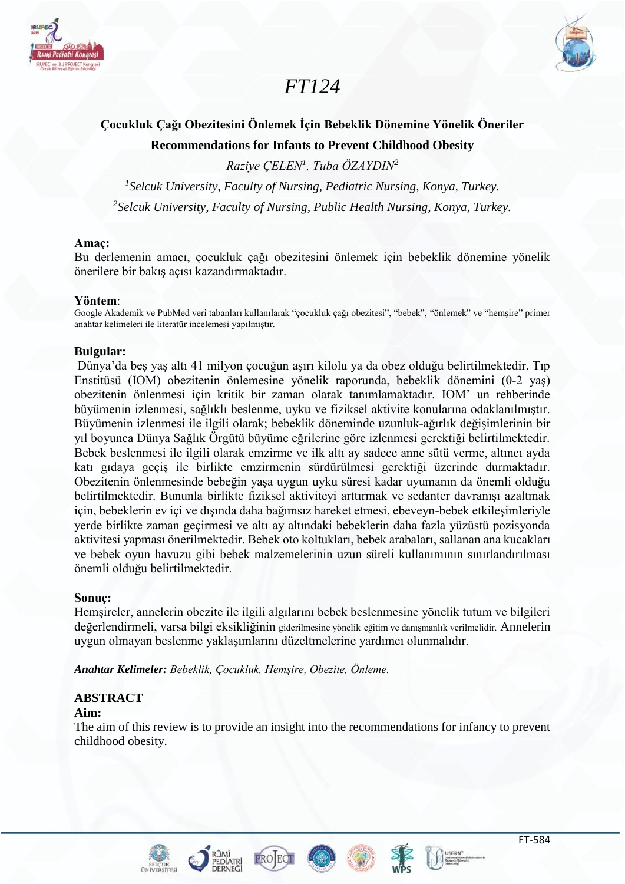# FT124

## Çocukluk Çağı Obezitesini Önlemek İçin Bebeklik Dönemine Yönelik Öneriler

## Recommendations for Infants to Prevent Childhood Obesity

*Raziye ÇELEN[1], Tuba ÖZAYDIN[2]*

*[1]Selcuk University, Faculty of Nursing, Pediatric Nursing, Konya, Turkey.*

*[2]Selcuk University, Faculty of Nursing, Public Health Nursing, Konya, Turkey.*

**Amaç:**

Bu derlemenin amacı, çocukluk çağı obezitesini önlemek için bebeklik dönemine yönelik önerilere bir bakış açısı kazandırmaktadır.

**Yöntem**:

Google Akademik ve PubMed veri tabanları kullanılarak "çocukluk çağı obezitesi", "bebek", "önlemek" ve "hemşire" primer anahtar kelimeleri ile literatür incelemesi yapılmıştır.

**Bulgular:**

Dünya'da beş yaş altı 41 milyon çocuğun aşırı kilolu ya da obez olduğu belirtilmektedir. Tıp Enstitüsü (IOM) obezitenin önlemesine yönelik raporunda, bebeklik dönemini (0-2 yaş) obezitenin önlenmesi için kritik bir zaman olarak tanımlamaktadır. IOM' un rehberinde büyümenin izlenmesi, sağlıklı beslenme, uyku ve fiziksel aktivite konularına odaklanılmıştır. Büyümenin izlenmesi ile ilgili olarak; bebeklik döneminde uzunluk-ağırlık değişimlerinin bir yıl boyunca Dünya Sağlık Örgütü büyüme eğrilerine göre izlenmesi gerektiği belirtilmektedir. Bebek beslenmesi ile ilgili olarak emzirme ve ilk altı ay sadece anne sütü verme, altıncı ayda katı gıdaya geçiş ile birlikte emzirmenin sürdürülmesi gerektiği üzerinde durmaktadır. Obezitenin önlenmesinde bebeğin yaşa uygun uyku süresi kadar uyumanın da önemli olduğu belirtilmektedir. Bununla birlikte fiziksel aktiviteyi arttırmak ve sedanter davranışı azaltmak için, bebeklerin ev içi ve dışında daha bağımsız hareket etmesi, ebeveyn-bebek etkileşimleriyle yerde birlikte zaman geçirmesi ve altı ay altındaki bebeklerin daha fazla yüzüstü pozisyonda aktivitesi yapması önerilmektedir. Bebek oto koltukları, bebek arabaları, sallanan ana kucakları ve bebek oyun havuzu gibi bebek malzemelerinin uzun süreli kullanımının sınırlandırılması önemli olduğu belirtilmektedir.

**Sonuç:**

Hemşireler, annelerin obezite ile ilgili algılarını bebek beslenmesine yönelik tutum ve bilgileri değerlendirmeli, varsa bilgi eksikliğinin giderilmesine yönelik eğitim ve danışmanlık verilmelidir. Annelerin uygun olmayan beslenme yaklaşımlarını düzeltmelerine yardımcı olunmalıdır.

***Anahtar Kelimeler:*** *Bebeklik, Çocukluk, Hemşire, Obezite, Önleme.*

**ABSTRACT**

**Aim:**

The aim of this review is to provide an insight into the recommendations for infancy to prevent childhood obesity.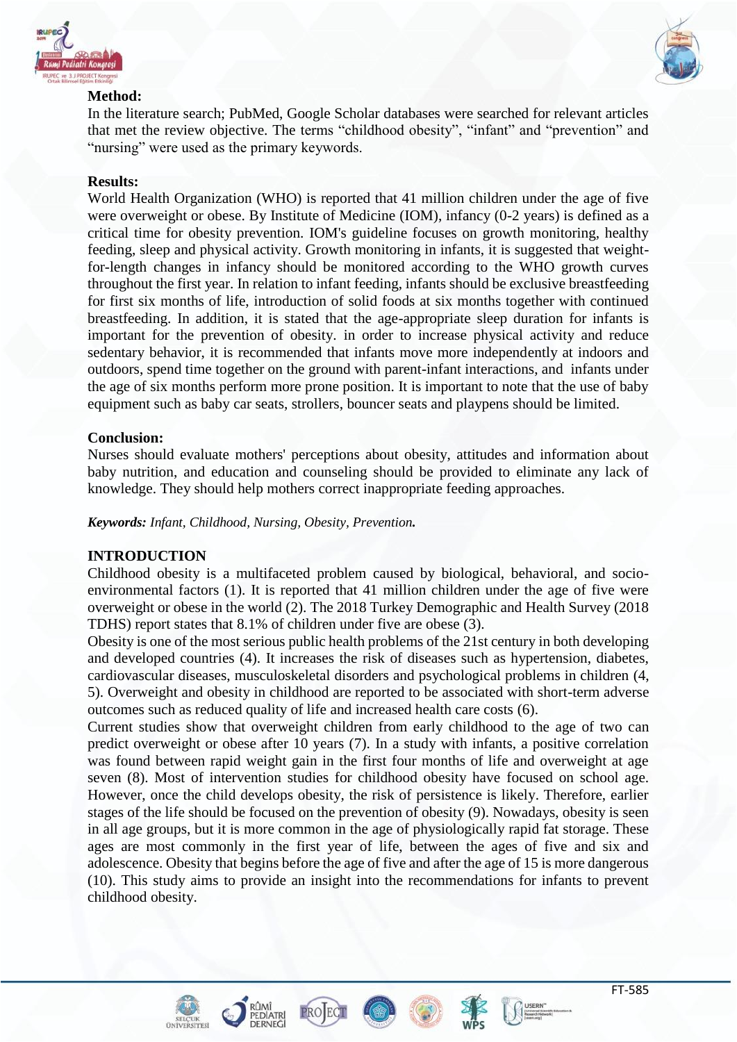**Method:**

In the literature search; PubMed, Google Scholar databases were searched for relevant articles that met the review objective. The terms "childhood obesity", "infant" and "prevention" and "nursing" were used as the primary keywords.

**Results:**

World Health Organization (WHO) is reported that 41 million children under the age of five were overweight or obese. By Institute of Medicine (IOM), infancy (0-2 years) is defined as a critical time for obesity prevention. IOM's guideline focuses on growth monitoring, healthy feeding, sleep and physical activity. Growth monitoring in infants, it is suggested that weight-for-length changes in infancy should be monitored according to the WHO growth curves throughout the first year. In relation to infant feeding, infants should be exclusive breastfeeding for first six months of life, introduction of solid foods at six months together with continued breastfeeding. In addition, it is stated that the age-appropriate sleep duration for infants is important for the prevention of obesity. in order to increase physical activity and reduce sedentary behavior, it is recommended that infants move more independently at indoors and outdoors, spend time together on the ground with parent-infant interactions, and infants under the age of six months perform more prone position. It is important to note that the use of baby equipment such as baby car seats, strollers, bouncer seats and playpens should be limited.

**Conclusion:**

Nurses should evaluate mothers' perceptions about obesity, attitudes and information about baby nutrition, and education and counseling should be provided to eliminate any lack of knowledge. They should help mothers correct inappropriate feeding approaches.

***Keywords:*** *Infant, Childhood, Nursing, Obesity, Prevention.*

## INTRODUCTION

Childhood obesity is a multifaceted problem caused by biological, behavioral, and socio-environmental factors (1). It is reported that 41 million children under the age of five were overweight or obese in the world (2). The 2018 Turkey Demographic and Health Survey (2018 TDHS) report states that 8.1% of children under five are obese (3).

Obesity is one of the most serious public health problems of the 21st century in both developing and developed countries (4). It increases the risk of diseases such as hypertension, diabetes, cardiovascular diseases, musculoskeletal disorders and psychological problems in children (4, 5). Overweight and obesity in childhood are reported to be associated with short-term adverse outcomes such as reduced quality of life and increased health care costs (6).

Current studies show that overweight children from early childhood to the age of two can predict overweight or obese after 10 years (7). In a study with infants, a positive correlation was found between rapid weight gain in the first four months of life and overweight at age seven (8). Most of intervention studies for childhood obesity have focused on school age. However, once the child develops obesity, the risk of persistence is likely. Therefore, earlier stages of the life should be focused on the prevention of obesity (9). Nowadays, obesity is seen in all age groups, but it is more common in the age of physiologically rapid fat storage. These ages are most commonly in the first year of life, between the ages of five and six and adolescence. Obesity that begins before the age of five and after the age of 15 is more dangerous (10). This study aims to provide an insight into the recommendations for infants to prevent childhood obesity.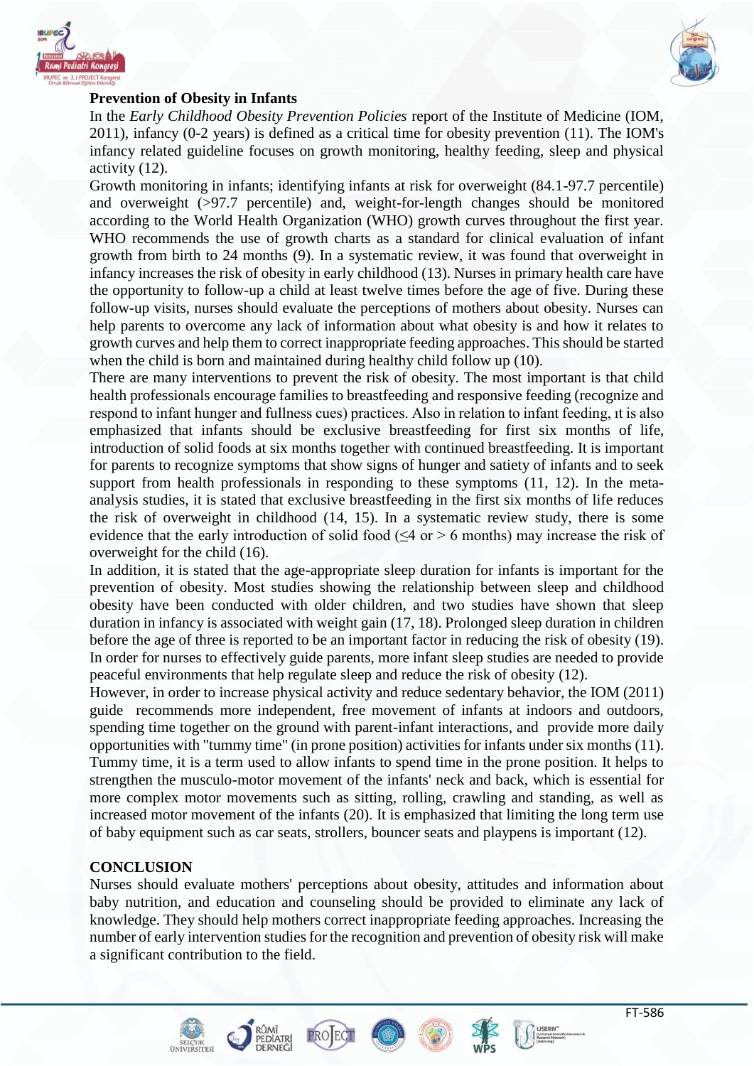**Prevention of Obesity in Infants**

In the *Early Childhood Obesity Prevention Policies* report of the Institute of Medicine (IOM, 2011), infancy (0-2 years) is defined as a critical time for obesity prevention (11). The IOM's infancy related guideline focuses on growth monitoring, healthy feeding, sleep and physical activity (12).

Growth monitoring in infants; identifying infants at risk for overweight (84.1-97.7 percentile) and overweight (>97.7 percentile) and, weight-for-length changes should be monitored according to the World Health Organization (WHO) growth curves throughout the first year. WHO recommends the use of growth charts as a standard for clinical evaluation of infant growth from birth to 24 months (9). In a systematic review, it was found that overweight in infancy increases the risk of obesity in early childhood (13). Nurses in primary health care have the opportunity to follow-up a child at least twelve times before the age of five. During these follow-up visits, nurses should evaluate the perceptions of mothers about obesity. Nurses can help parents to overcome any lack of information about what obesity is and how it relates to growth curves and help them to correct inappropriate feeding approaches. This should be started when the child is born and maintained during healthy child follow up (10).

There are many interventions to prevent the risk of obesity. The most important is that child health professionals encourage families to breastfeeding and responsive feeding (recognize and respond to infant hunger and fullness cues) practices. Also in relation to infant feeding, ıt is also emphasized that infants should be exclusive breastfeeding for first six months of life, introduction of solid foods at six months together with continued breastfeeding. It is important for parents to recognize symptoms that show signs of hunger and satiety of infants and to seek support from health professionals in responding to these symptoms (11, 12). In the meta-analysis studies, it is stated that exclusive breastfeeding in the first six months of life reduces the risk of overweight in childhood (14, 15). In a systematic review study, there is some evidence that the early introduction of solid food (≤4 or > 6 months) may increase the risk of overweight for the child (16).

In addition, it is stated that the age-appropriate sleep duration for infants is important for the prevention of obesity. Most studies showing the relationship between sleep and childhood obesity have been conducted with older children, and two studies have shown that sleep duration in infancy is associated with weight gain (17, 18). Prolonged sleep duration in children before the age of three is reported to be an important factor in reducing the risk of obesity (19). In order for nurses to effectively guide parents, more infant sleep studies are needed to provide peaceful environments that help regulate sleep and reduce the risk of obesity (12).

However, in order to increase physical activity and reduce sedentary behavior, the IOM (2011) guide recommends more independent, free movement of infants at indoors and outdoors, spending time together on the ground with parent-infant interactions, and provide more daily opportunities with "tummy time" (in prone position) activities for infants under six months (11). Tummy time, it is a term used to allow infants to spend time in the prone position. It helps to strengthen the musculo-motor movement of the infants' neck and back, which is essential for more complex motor movements such as sitting, rolling, crawling and standing, as well as increased motor movement of the infants (20). It is emphasized that limiting the long term use of baby equipment such as car seats, strollers, bouncer seats and playpens is important (12).

**CONCLUSION**

Nurses should evaluate mothers' perceptions about obesity, attitudes and information about baby nutrition, and education and counseling should be provided to eliminate any lack of knowledge. They should help mothers correct inappropriate feeding approaches. Increasing the number of early intervention studies for the recognition and prevention of obesity risk will make a significant contribution to the field.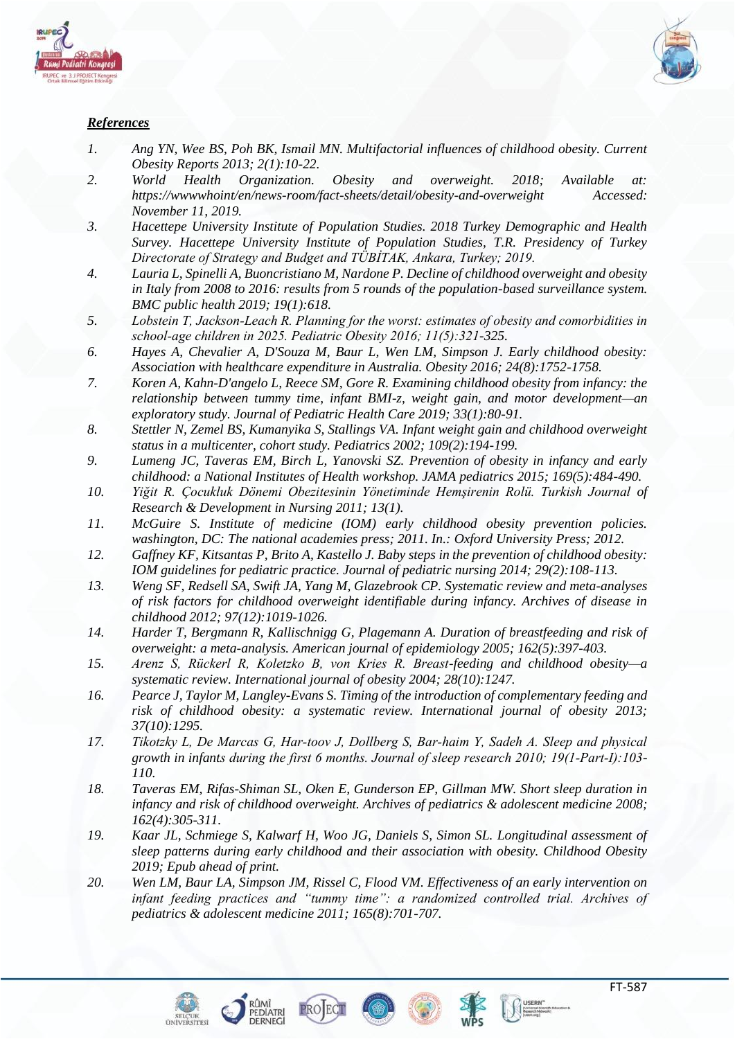***References***

1. *Ang YN, Wee BS, Poh BK, Ismail MN. Multifactorial influences of childhood obesity. Current Obesity Reports 2013; 2(1):10-22.*
2. *World Health Organization. Obesity and overweight. 2018; Available at: https://wwwwhoint/en/news-room/fact-sheets/detail/obesity-and-overweight Accessed: November 11, 2019.*
3. *Hacettepe University Institute of Population Studies. 2018 Turkey Demographic and Health Survey. Hacettepe University Institute of Population Studies, T.R. Presidency of Turkey Directorate of Strategy and Budget and TÜBİTAK, Ankara, Turkey; 2019.*
4. *Lauria L, Spinelli A, Buoncristiano M, Nardone P. Decline of childhood overweight and obesity in Italy from 2008 to 2016: results from 5 rounds of the population-based surveillance system. BMC public health 2019; 19(1):618.*
5. *Lobstein T, Jackson-Leach R. Planning for the worst: estimates of obesity and comorbidities in school-age children in 2025. Pediatric Obesity 2016; 11(5):321-325.*
6. *Hayes A, Chevalier A, D'Souza M, Baur L, Wen LM, Simpson J. Early childhood obesity: Association with healthcare expenditure in Australia. Obesity 2016; 24(8):1752-1758.*
7. *Koren A, Kahn-D'angelo L, Reece SM, Gore R. Examining childhood obesity from infancy: the relationship between tummy time, infant BMI-z, weight gain, and motor development—an exploratory study. Journal of Pediatric Health Care 2019; 33(1):80-91.*
8. *Stettler N, Zemel BS, Kumanyika S, Stallings VA. Infant weight gain and childhood overweight status in a multicenter, cohort study. Pediatrics 2002; 109(2):194-199.*
9. *Lumeng JC, Taveras EM, Birch L, Yanovski SZ. Prevention of obesity in infancy and early childhood: a National Institutes of Health workshop. JAMA pediatrics 2015; 169(5):484-490.*
10. *Yiğit R. Çocukluk Dönemi Obezitesinin Yönetiminde Hemşirenin Rolü. Turkish Journal of Research & Development in Nursing 2011; 13(1).*
11. *McGuire S. Institute of medicine (IOM) early childhood obesity prevention policies. washington, DC: The national academies press; 2011. In.: Oxford University Press; 2012.*
12. *Gaffney KF, Kitsantas P, Brito A, Kastello J. Baby steps in the prevention of childhood obesity: IOM guidelines for pediatric practice. Journal of pediatric nursing 2014; 29(2):108-113.*
13. *Weng SF, Redsell SA, Swift JA, Yang M, Glazebrook CP. Systematic review and meta-analyses of risk factors for childhood overweight identifiable during infancy. Archives of disease in childhood 2012; 97(12):1019-1026.*
14. *Harder T, Bergmann R, Kallischnigg G, Plagemann A. Duration of breastfeeding and risk of overweight: a meta-analysis. American journal of epidemiology 2005; 162(5):397-403.*
15. *Arenz S, Rückerl R, Koletzko B, von Kries R. Breast-feeding and childhood obesity—a systematic review. International journal of obesity 2004; 28(10):1247.*
16. *Pearce J, Taylor M, Langley-Evans S. Timing of the introduction of complementary feeding and risk of childhood obesity: a systematic review. International journal of obesity 2013; 37(10):1295.*
17. *Tikotzky L, De Marcas G, Har-toov J, Dollberg S, Bar-haim Y, Sadeh A. Sleep and physical growth in infants during the first 6 months. Journal of sleep research 2010; 19(1-Part-I):103-110.*
18. *Taveras EM, Rifas-Shiman SL, Oken E, Gunderson EP, Gillman MW. Short sleep duration in infancy and risk of childhood overweight. Archives of pediatrics & adolescent medicine 2008; 162(4):305-311.*
19. *Kaar JL, Schmiege S, Kalwarf H, Woo JG, Daniels S, Simon SL. Longitudinal assessment of sleep patterns during early childhood and their association with obesity. Childhood Obesity 2019; Epub ahead of print.*
20. *Wen LM, Baur LA, Simpson JM, Rissel C, Flood VM. Effectiveness of an early intervention on infant feeding practices and "tummy time": a randomized controlled trial. Archives of pediatrics & adolescent medicine 2011; 165(8):701-707.*